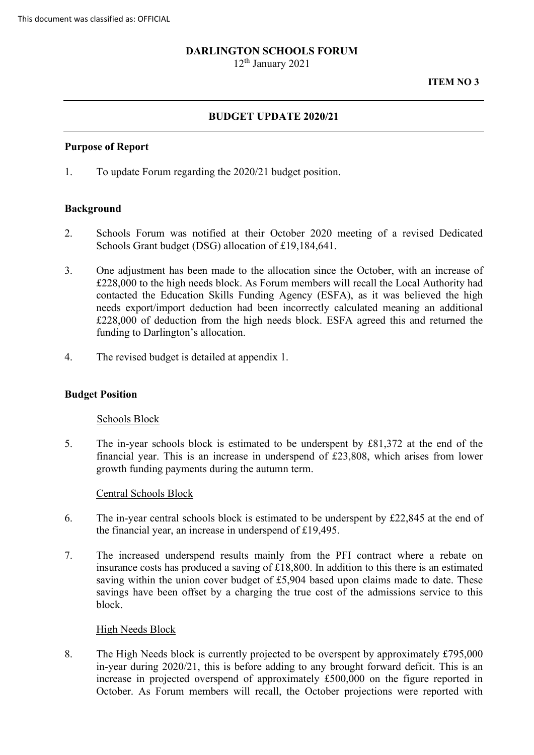This document was classified as: OFFICIAL

**DARLINGTON SCHOOLS FORUM**
12th January 2021

**ITEM NO 3**

---

**BUDGET UPDATE 2020/21**

---

## Purpose of Report

1. To update Forum regarding the 2020/21 budget position.

## Background

2. Schools Forum was notified at their October 2020 meeting of a revised Dedicated Schools Grant budget (DSG) allocation of £19,184,641.

3. One adjustment has been made to the allocation since the October, with an increase of £228,000 to the high needs block. As Forum members will recall the Local Authority had contacted the Education Skills Funding Agency (ESFA), as it was believed the high needs export/import deduction had been incorrectly calculated meaning an additional £228,000 of deduction from the high needs block. ESFA agreed this and returned the funding to Darlington's allocation.

4. The revised budget is detailed at appendix 1.

## Budget Position

### Schools Block

5. The in-year schools block is estimated to be underspent by £81,372 at the end of the financial year. This is an increase in underspend of £23,808, which arises from lower growth funding payments during the autumn term.

### Central Schools Block

6. The in-year central schools block is estimated to be underspent by £22,845 at the end of the financial year, an increase in underspend of £19,495.

7. The increased underspend results mainly from the PFI contract where a rebate on insurance costs has produced a saving of £18,800. In addition to this there is an estimated saving within the union cover budget of £5,904 based upon claims made to date. These savings have been offset by a charging the true cost of the admissions service to this block.

### High Needs Block

8. The High Needs block is currently projected to be overspent by approximately £795,000 in-year during 2020/21, this is before adding to any brought forward deficit. This is an increase in projected overspend of approximately £500,000 on the figure reported in October. As Forum members will recall, the October projections were reported with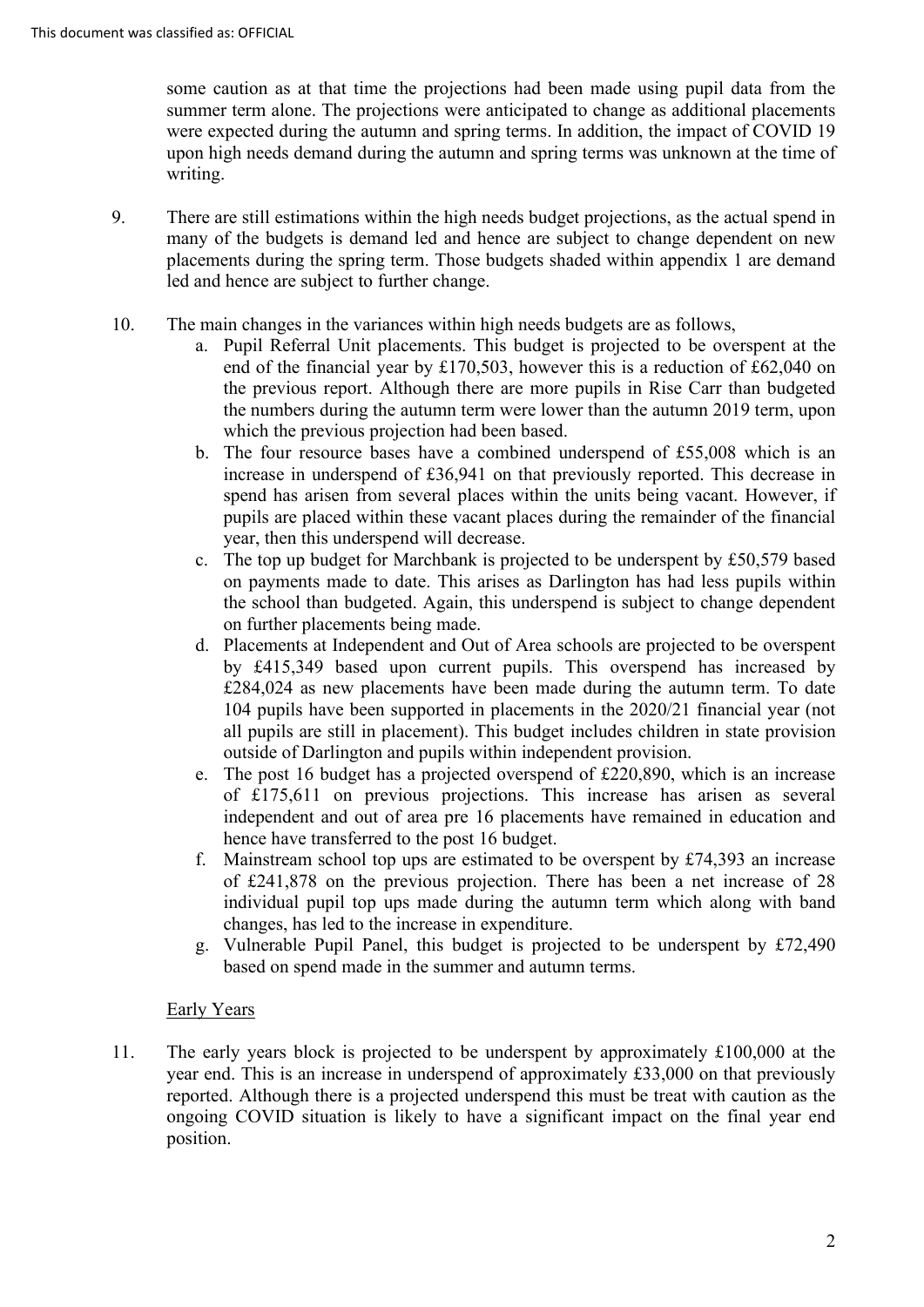some caution as at that time the projections had been made using pupil data from the summer term alone. The projections were anticipated to change as additional placements were expected during the autumn and spring terms. In addition, the impact of COVID 19 upon high needs demand during the autumn and spring terms was unknown at the time of writing.

9. There are still estimations within the high needs budget projections, as the actual spend in many of the budgets is demand led and hence are subject to change dependent on new placements during the spring term. Those budgets shaded within appendix 1 are demand led and hence are subject to further change.

10. The main changes in the variances within high needs budgets are as follows,
    a. Pupil Referral Unit placements. This budget is projected to be overspent at the end of the financial year by £170,503, however this is a reduction of £62,040 on the previous report. Although there are more pupils in Rise Carr than budgeted the numbers during the autumn term were lower than the autumn 2019 term, upon which the previous projection had been based.
    b. The four resource bases have a combined underspend of £55,008 which is an increase in underspend of £36,941 on that previously reported. This decrease in spend has arisen from several places within the units being vacant. However, if pupils are placed within these vacant places during the remainder of the financial year, then this underspend will decrease.
    c. The top up budget for Marchbank is projected to be underspent by £50,579 based on payments made to date. This arises as Darlington has had less pupils within the school than budgeted. Again, this underspend is subject to change dependent on further placements being made.
    d. Placements at Independent and Out of Area schools are projected to be overspent by £415,349 based upon current pupils. This overspend has increased by £284,024 as new placements have been made during the autumn term. To date 104 pupils have been supported in placements in the 2020/21 financial year (not all pupils are still in placement). This budget includes children in state provision outside of Darlington and pupils within independent provision.
    e. The post 16 budget has a projected overspend of £220,890, which is an increase of £175,611 on previous projections. This increase has arisen as several independent and out of area pre 16 placements have remained in education and hence have transferred to the post 16 budget.
    f. Mainstream school top ups are estimated to be overspent by £74,393 an increase of £241,878 on the previous projection. There has been a net increase of 28 individual pupil top ups made during the autumn term which along with band changes, has led to the increase in expenditure.
    g. Vulnerable Pupil Panel, this budget is projected to be underspent by £72,490 based on spend made in the summer and autumn terms.

## Early Years

11. The early years block is projected to be underspent by approximately £100,000 at the year end. This is an increase in underspend of approximately £33,000 on that previously reported. Although there is a projected underspend this must be treat with caution as the ongoing COVID situation is likely to have a significant impact on the final year end position.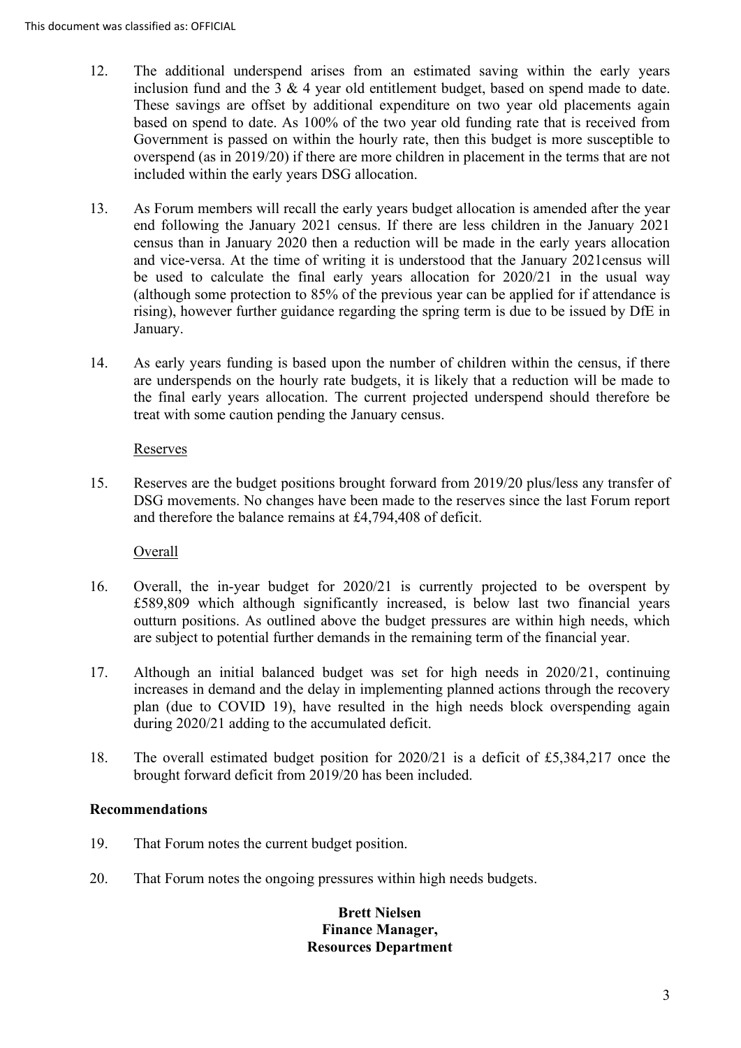12. The additional underspend arises from an estimated saving within the early years inclusion fund and the 3 & 4 year old entitlement budget, based on spend made to date. These savings are offset by additional expenditure on two year old placements again based on spend to date. As 100% of the two year old funding rate that is received from Government is passed on within the hourly rate, then this budget is more susceptible to overspend (as in 2019/20) if there are more children in placement in the terms that are not included within the early years DSG allocation.

13. As Forum members will recall the early years budget allocation is amended after the year end following the January 2021 census. If there are less children in the January 2021 census than in January 2020 then a reduction will be made in the early years allocation and vice-versa. At the time of writing it is understood that the January 2021census will be used to calculate the final early years allocation for 2020/21 in the usual way (although some protection to 85% of the previous year can be applied for if attendance is rising), however further guidance regarding the spring term is due to be issued by DfE in January.

14. As early years funding is based upon the number of children within the census, if there are underspends on the hourly rate budgets, it is likely that a reduction will be made to the final early years allocation. The current projected underspend should therefore be treat with some caution pending the January census.

Reserves

15. Reserves are the budget positions brought forward from 2019/20 plus/less any transfer of DSG movements. No changes have been made to the reserves since the last Forum report and therefore the balance remains at £4,794,408 of deficit.

Overall

16. Overall, the in-year budget for 2020/21 is currently projected to be overspent by £589,809 which although significantly increased, is below last two financial years outturn positions. As outlined above the budget pressures are within high needs, which are subject to potential further demands in the remaining term of the financial year.

17. Although an initial balanced budget was set for high needs in 2020/21, continuing increases in demand and the delay in implementing planned actions through the recovery plan (due to COVID 19), have resulted in the high needs block overspending again during 2020/21 adding to the accumulated deficit.

18. The overall estimated budget position for 2020/21 is a deficit of £5,384,217 once the brought forward deficit from 2019/20 has been included.

## Recommendations

19. That Forum notes the current budget position.

20. That Forum notes the ongoing pressures within high needs budgets.

**Brett Nielsen**
**Finance Manager,**
**Resources Department**